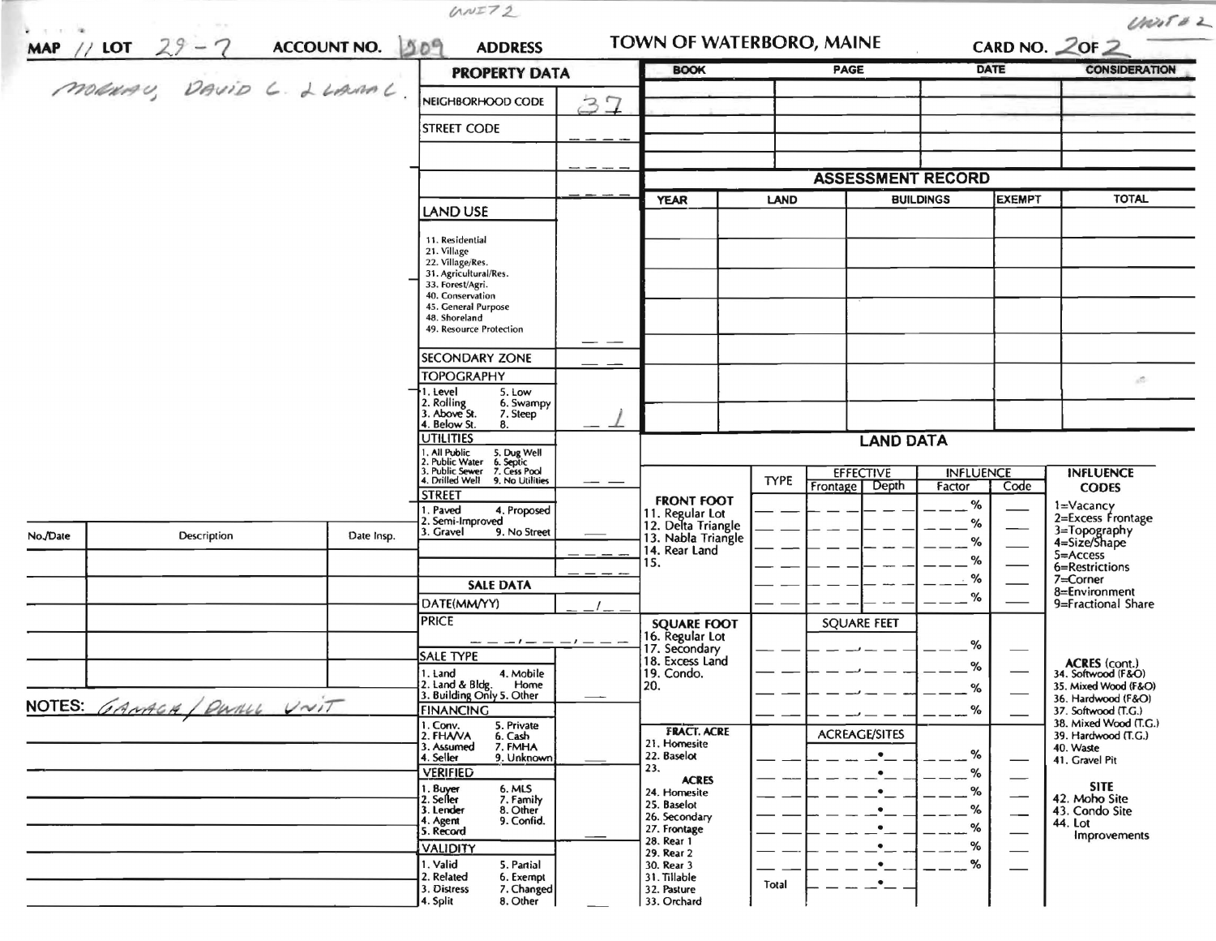UNIT 2

UNIT #2

MAP 11 LOT 29-7 ACCOUNT NO. 1309 ADDRESS

# TOWN OF WATERBORO, MAINE

CARD NO. 2 OF 2

MORNAU, DAVID C. & LAURA L.

## PROPERTY DATA

| | |
|---|---|
| NEIGHBORHOOD CODE | 37 |
| STREET CODE | |
| LAND USE | |
| 11. Residential 21. Village 22. Village/Res. 31. Agricultural/Res. 33. Forest/Agri. 40. Conservation 45. General Purpose 48. Shoreland 49. Resource Protection | |
| SECONDARY ZONE | |
| TOPOGRAPHY 1. Level 2. Rolling 3. Above St. 4. Below St. 5. Low 6. Swampy 7. Steep 8. | 1 |
| UTILITIES 1. All Public 2. Public Water 3. Public Sewer 4. Drilled Well 5. Dug Well 6. Septic 7. Cess Pool 9. No Utilities | |
| STREET 1. Paved 2. Semi-Improved 3. Gravel 4. Proposed 9. No Street | |

## SALE DATA

| | |
|---|---|
| DATE(MM/YY) | |
| PRICE | |
| SALE TYPE 1. Land 2. Land & Bldg. 3. Building Only 4. Mobile Home 5. Other | |
| FINANCING 1. Conv. 2. FHA/VA 3. Assumed 4. Seller 5. Private 6. Cash 7. FMHA 9. Unknown | |
| VERIFIED 1. Buyer 2. Seller 3. Lender 4. Agent 5. Record 6. MLS 7. Family 8. Other 9. Confid. | |
| VALIDITY 1. Valid 2. Related 3. Distress 4. Split 5. Partial 6. Exempt 7. Changed 8. Other | |

| BOOK | PAGE | DATE | CONSIDERATION |
|---|---|---|---|
| | | | |

## ASSESSMENT RECORD

| YEAR | LAND | BUILDINGS | EXEMPT | TOTAL |
|---|---|---|---|---|
| | | | | |

## LAND DATA

| | TYPE | EFFECTIVE Frontage | EFFECTIVE Depth | INFLUENCE Factor | INFLUENCE Code |
|---|---|---|---|---|---|
| FRONT FOOT 11. Regular Lot 12. Delta Triangle 13. Nabla Triangle 14. Rear Land 15. | | | | % | |
| SQUARE FOOT 16. Regular Lot 17. Secondary 18. Excess Land 19. Condo. 20. | | SQUARE FEET | | % | |
| FRACT. ACRE 21. Homesite 22. Baselot 23. ACRES 24. Homesite 25. Baselot 26. Secondary 27. Frontage 28. Rear 1 29. Rear 2 30. Rear 3 31. Tillable 32. Pasture 33. Orchard | | ACREAGE/SITES | | % | |
| | Total | | | | |

INFLUENCE CODES: 1=Vacancy 2=Excess Frontage 3=Topography 4=Size/Shape 5=Access 6=Restrictions 7=Corner 8=Environment 9=Fractional Share

ACRES (cont.) 34. Softwood (F&O) 35. Mixed Wood (F&O) 36. Hardwood (F&O) 37. Softwood (T.G.) 38. Mixed Wood (T.G.) 39. Hardwood (T.G.) 40. Waste 41. Gravel Pit

SITE 42. Moho Site 43. Condo Site 44. Lot Improvements

| No./Date | Description | Date Insp. |
|---|---|---|
| | | |

NOTES: GARAGE / DWELL UNIT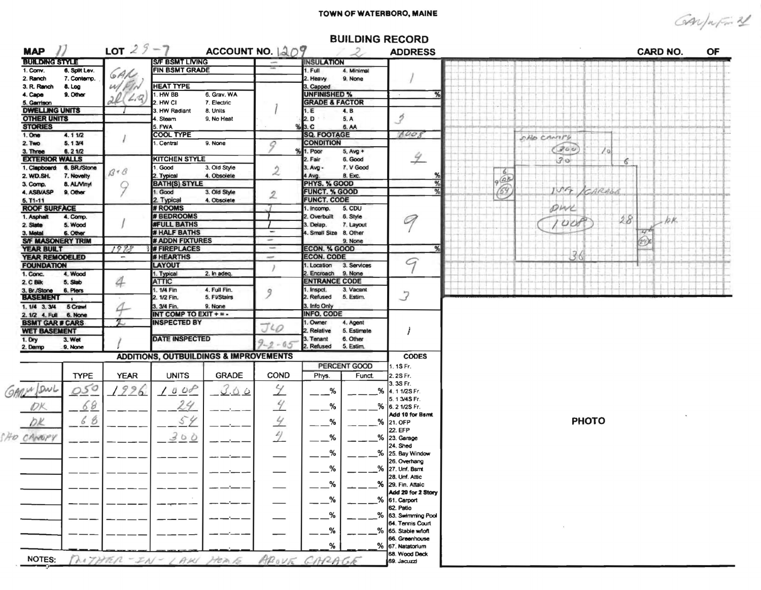TOWN OF WATERBORO, MAINE

GAR/w Fin 2L

# BUILDING RECORD

MAP 11 LOT 29-7 ACCOUNT NO. 1209 2 ADDRESS CARD NO. OF

| | | | | | |
|---|---|---|---|---|---|
| **BUILDING STYLE** 1. Conv. 6. Split Lev. 2. Ranch 7. Contemp. 3. R. Ranch 8. Log 4. Cape 9. Other 5. Garrison | GAR w/FIN 2L (L.Q) | **S/F BSMT LIVING** | – | **INSULATION** 1. Full 4. Minimal 2. Heavy 9. None 3. Capped | 1 |
| | | **FIN BSMT GRADE** | – | **UNFINISHED %** | % |
| **DWELLING UNITS** | 1 | **HEAT TYPE** 1. HW BB 6. Grav. WA 2. HW CI 7. Electric 3. HW Radiant 8. Units 4. Steam 9. No Heat 5. FWA | 1 | **GRADE & FACTOR** 1. E 4. B 2. D 5. A 3. C 6. AA | 3 % |
| **OTHER UNITS** | | | | | |
| **STORIES** 1. One 4. 1 1/2 2. Two 5. 1 3/4 3. Three 6. 2 1/2 | 1 | **COOL TYPE** 1. Central 9. None | 9 % | **SQ. FOOTAGE** | 1008 |
| **EXTERIOR WALLS** 1. Clapboard 6. BR/Stone 2. WD.SH. 7. Novelty 3. Comp. 8. AL/Vinyl 4. ASB/ASP 9. Other 5. T1-11 | B+B 9 | **KITCHEN STYLE** 1. Good 3. Old Style 2. Typical 4. Obsolete | 2 | **CONDITION** 1. Poor 5. Avg + 2. Fair 6. Good 3. Avg - 7. V Good 4 Avg. 8. Exc. | 4 |
| | | **BATH(S) STYLE** 1. Good 3. Old Style 2. Typical 4. Obsolete | 2 | **PHYS. % GOOD** | % |
| | | | | **FUNCT. % GOOD** | % |
| **ROOF SURFACE** 1. Asphalt 4. Comp. 2. Slate 5. Wood 3. Metal 6. Other | 1 | **# ROOMS** | 3 | **FUNCT. CODE** 1. Incomp. 5. CDU 2. Overbuilt 6. Style 3. Delap. 7. Layout 4. Small Size 8. Other 9. None | 9 |
| | | **# BEDROOMS** | 1 | | |
| | | **#FULL BATHS** | 1 | | |
| | | **# HALF BATHS** | – | | |
| **S/F MASONERY TRIM** | | **# ADDN FIXTURES** | – | | |
| **YEAR BUILT** | 1988 | **# FIREPLACES** | – | **ECON. % GOOD** | % |
| **YEAR REMODELED** | – | **# HEARTHS** | – | **ECON. CODE** 1. Location 3. Services 2. Encroach 9. None | 9 |
| **FOUNDATION** 1. Conc. 4. Wood 2. C Blk 5. Slab 3. Br./Stone 6. Piers | 4 | **LAYOUT** 1. Typical 2. In adeq. | 1 | | |
| | | **ATTIC** 1. 1/4 Fin 4. Full Fin. 2. 1/2 Fin. 5. Fl/Stairs 3. 3/4 Fin. 9. None | 9 | **ENTRANCE CODE** 1. Inspct. 3. Vacant 2. Refused 5. Estim. 3. Info Only | 3 |
| **BASEMENT** 1. 1/4 3. 3/4 5 Crawl 2. 1/2 4. Full 6. None | 4 | | | | |
| | | **INT COMP TO EXIT + = -** | | **INFO. CODE** 1. Owner 4. Agent 2. Relative 5. Estimate 3. Tenant 6. Other 2. Refused 5. Estim. | 1 |
| **BSMT GAR # CARS** | 2 | **INSPECTED BY** | JLO | | |
| **WET BASEMENT** 1. Dry 3. Wet 2. Damp 9. None | 1 | **DATE INSPECTED** | 9-2-05 | | |

SHD CANOPY (300) 10 30 6
1SF / GARAGE DWL (1008) 28 36
6 9 (DK) (54)
DK 4 6 (24)

## ADDITIONS, OUTBUILDINGS & IMPROVEMENTS

| | TYPE | YEAR | UNITS | GRADE | COND | PERCENT GOOD Phys. | Funct. |
|---|---|---|---|---|---|---|---|
| GAR w/DWL | 050 | 1996 | 1008 | 3.00 | 4 | % | % |
| DK | 68 | | 24 | | 4 | % | % |
| DK | 68 | | 54 | | 4 | % | % |
| SHD CANOPY | | | 300 | | 4 | % | % |
| | | | | | | % | % |
| | | | | | | % | % |
| | | | | | | % | % |
| | | | | | | % | % |
| | | | | | | % | % |
| | | | | | | % | % |
| | | | | | | % | % |

**CODES**
1. 1S Fr.
2. 2S Fr.
3. 3S Fr.
4. 1 1/2S Fr.
5. 1 3/4S Fr.
6. 2 1/2S Fr.
Add 10 for Bsmt
21. OFP
22. EFP
23. Garage
24. Shed
25. Bay Window
26. Overhang
27. Unf. Bsmt
28. Unf. Attic
29. Fin. Attaic
Add 20 for 2 Story
61. Carport
62. Patio
63. Swimming Pool
64. Tennis Court
65. Stable w/loft
66. Greenhouse
67. Natatorium
68. Wood Deck
69. Jacuzzi

PHOTO

NOTES: MOTHER-IN-LAW HOME ABOVE GARAGE